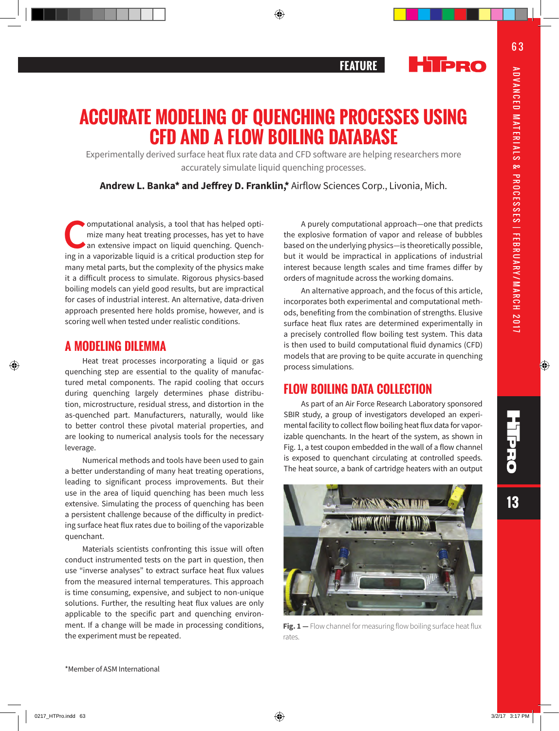# ACCURATE MODELING OF QUENCHING PROCESSES USING CFD AND A FLOW BOILING DATABASE

Experimentally derived surface heat flux rate data and CFD software are helping researchers more accurately simulate liquid quenching processes.

**Andrew L. Banka\* and Jeffrey D. Franklin,\*** Airflow Sciences Corp., Livonia, Mich.

Computational analysis, a tool that has helped optimize many heat treating processes, has yet to have an extensive impact on liquid quenching. Quenching in a vaporizable liquid is a critical production step for many metal parts, but the complexity of the physics make it a difficult process to simulate. Rigorous physics-based boiling models can yield good results, but are impractical for cases of industrial interest. An alternative, data-driven approach presented here holds promise, however, and is scoring well when tested under realistic conditions.

## A MODELING DILEMMA

Heat treat processes incorporating a liquid or gas quenching step are essential to the quality of manufactured metal components. The rapid cooling that occurs during quenching largely determines phase distribution, microstructure, residual stress, and distortion in the as-quenched part. Manufacturers, naturally, would like to better control these pivotal material properties, and are looking to numerical analysis tools for the necessary leverage.

Numerical methods and tools have been used to gain a better understanding of many heat treating operations, leading to significant process improvements. But their use in the area of liquid quenching has been much less extensive. Simulating the process of quenching has been a persistent challenge because of the difficulty in predicting surface heat flux rates due to boiling of the vaporizable quenchant.

Materials scientists confronting this issue will often conduct instrumented tests on the part in question, then use "inverse analyses" to extract surface heat flux values from the measured internal temperatures. This approach is time consuming, expensive, and subject to non-unique solutions. Further, the resulting heat flux values are only applicable to the specific part and quenching environment. If a change will be made in processing conditions, the experiment must be repeated.

A purely computational approach—one that predicts the explosive formation of vapor and release of bubbles based on the underlying physics—is theoretically possible, but it would be impractical in applications of industrial interest because length scales and time frames differ by orders of magnitude across the working domains.

An alternative approach, and the focus of this article, incorporates both experimental and computational methods, benefiting from the combination of strengths. Elusive surface heat flux rates are determined experimentally in a precisely controlled flow boiling test system. This data is then used to build computational fluid dynamics (CFD) models that are proving to be quite accurate in quenching process simulations.

## FLOW BOILING DATA COLLECTION

As part of an Air Force Research Laboratory sponsored SBIR study, a group of investigators developed an experimental facility to collect flow boiling heat flux data for vaporizable quenchants. In the heart of the system, as shown in Fig. 1, a test coupon embedded in the wall of a flow channel is exposed to quenchant circulating at controlled speeds. The heat source, a bank of cartridge heaters with an output

**Fig. 1 —** Flow channel for measuring flow boiling surface heat flux rates.

\*Member of ASM International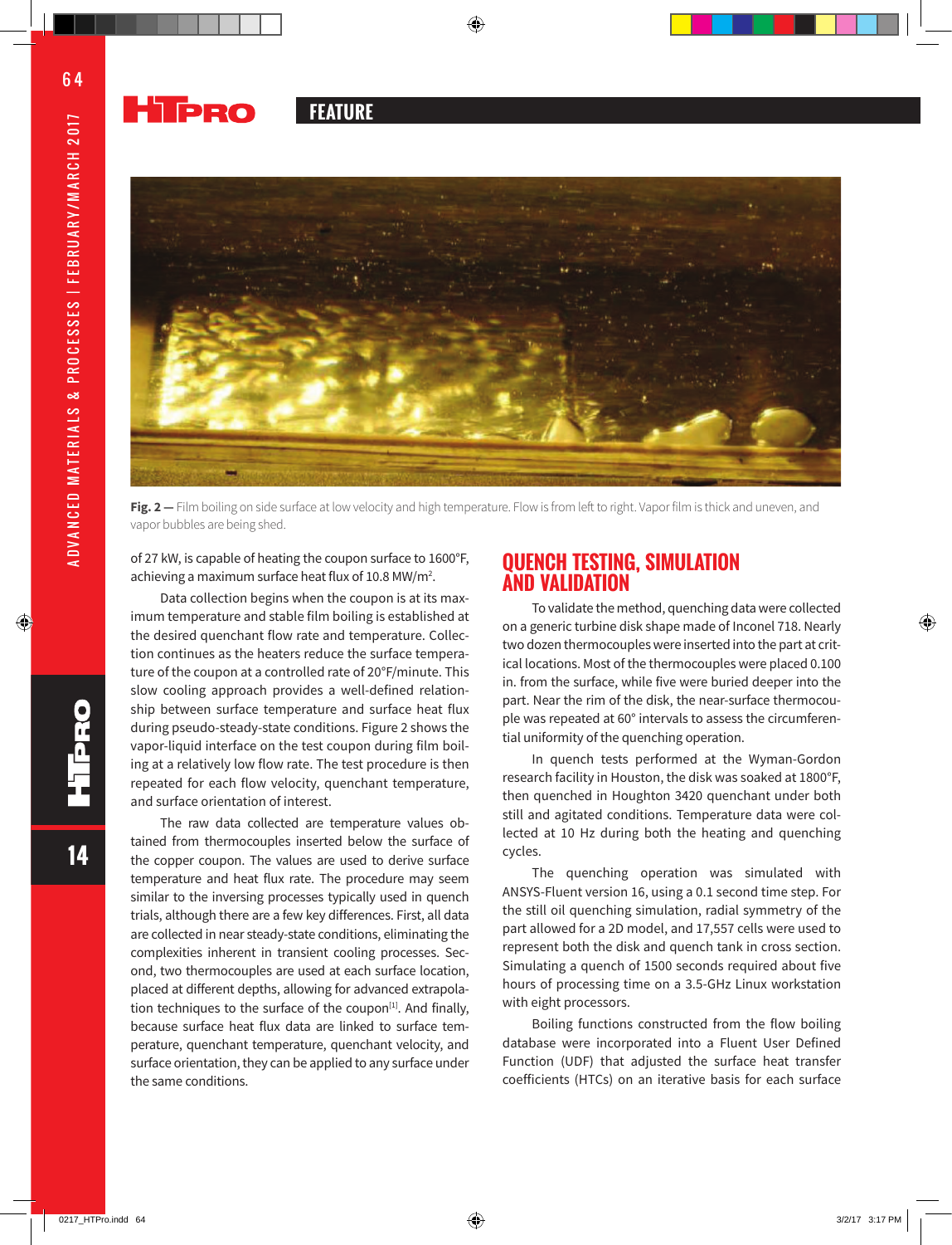Fig. 2 — Film boiling on side surface at low velocity and high temperature. Flow is from left to right. Vapor film is thick and uneven, and vapor bubbles are being shed.

of 27 kW, is capable of heating the coupon surface to 1600°F, achieving a maximum surface heat flux of 10.8 MW/m$^2$.

Data collection begins when the coupon is at its maximum temperature and stable film boiling is established at the desired quenchant flow rate and temperature. Collection continues as the heaters reduce the surface temperature of the coupon at a controlled rate of 20°F/minute. This slow cooling approach provides a well-defined relationship between surface temperature and surface heat flux during pseudo-steady-state conditions. Figure 2 shows the vapor-liquid interface on the test coupon during film boiling at a relatively low flow rate. The test procedure is then repeated for each flow velocity, quenchant temperature, and surface orientation of interest.

The raw data collected are temperature values obtained from thermocouples inserted below the surface of the copper coupon. The values are used to derive surface temperature and heat flux rate. The procedure may seem similar to the inversing processes typically used in quench trials, although there are a few key differences. First, all data are collected in near steady-state conditions, eliminating the complexities inherent in transient cooling processes. Second, two thermocouples are used at each surface location, placed at different depths, allowing for advanced extrapolation techniques to the surface of the coupon[1]. And finally, because surface heat flux data are linked to surface temperature, quenchant temperature, quenchant velocity, and surface orientation, they can be applied to any surface under the same conditions.

## QUENCH TESTING, SIMULATION AND VALIDATION

To validate the method, quenching data were collected on a generic turbine disk shape made of Inconel 718. Nearly two dozen thermocouples were inserted into the part at critical locations. Most of the thermocouples were placed 0.100 in. from the surface, while five were buried deeper into the part. Near the rim of the disk, the near-surface thermocouple was repeated at 60° intervals to assess the circumferential uniformity of the quenching operation.

In quench tests performed at the Wyman-Gordon research facility in Houston, the disk was soaked at 1800°F, then quenched in Houghton 3420 quenchant under both still and agitated conditions. Temperature data were collected at 10 Hz during both the heating and quenching cycles.

The quenching operation was simulated with ANSYS-Fluent version 16, using a 0.1 second time step. For the still oil quenching simulation, radial symmetry of the part allowed for a 2D model, and 17,557 cells were used to represent both the disk and quench tank in cross section. Simulating a quench of 1500 seconds required about five hours of processing time on a 3.5-GHz Linux workstation with eight processors.

Boiling functions constructed from the flow boiling database were incorporated into a Fluent User Defined Function (UDF) that adjusted the surface heat transfer coefficients (HTCs) on an iterative basis for each surface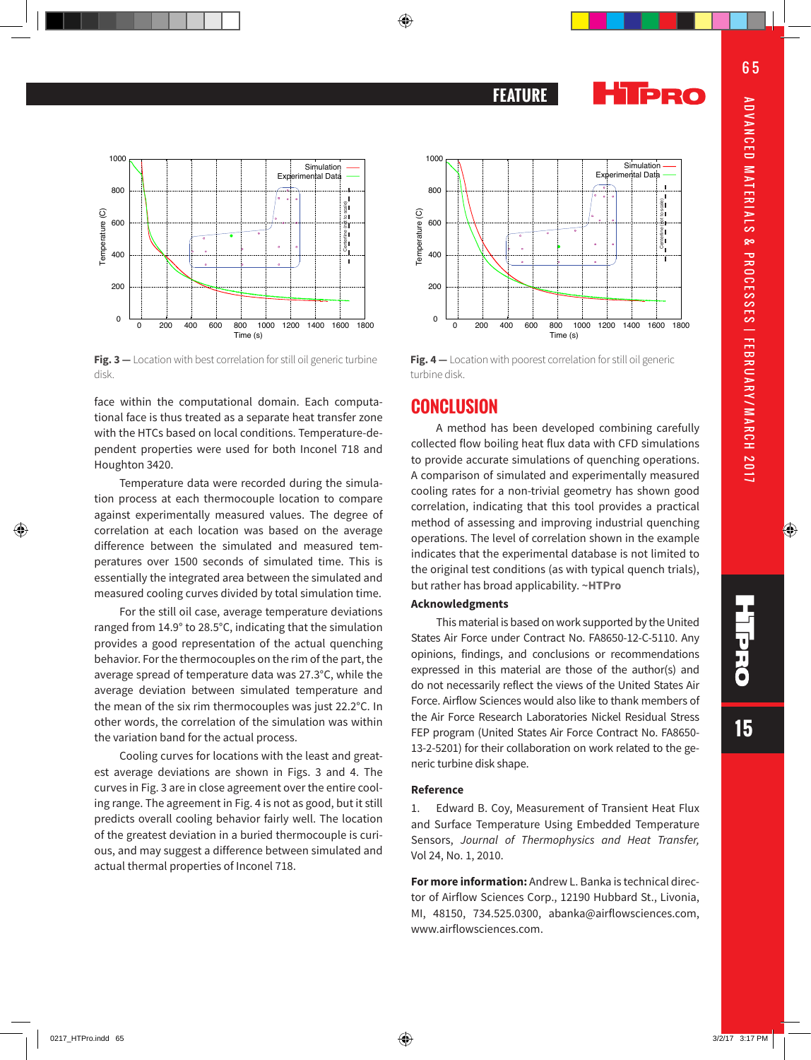1000

800

600

400

200

0

Temperature (C)

0 200 400 600 800 1000 1200 1400 1600 1800

Time (s)

Simulation

Experimental Data

Centerline (not to scale)

**Fig. 3 —** Location with best correlation for still oil generic turbine disk.

1000

800

600

400

200

0

Temperature (C)

0 200 400 600 800 1000 1200 1400 1600 1800

Time (s)

Simulation

Experimental Data

Centerline (not to scale)

**Fig. 4 —** Location with poorest correlation for still oil generic turbine disk.

face within the computational domain. Each computational face is thus treated as a separate heat transfer zone with the HTCs based on local conditions. Temperature-dependent properties were used for both Inconel 718 and Houghton 3420.

Temperature data were recorded during the simulation process at each thermocouple location to compare against experimentally measured values. The degree of correlation at each location was based on the average difference between the simulated and measured temperatures over 1500 seconds of simulated time. This is essentially the integrated area between the simulated and measured cooling curves divided by total simulation time.

For the still oil case, average temperature deviations ranged from 14.9° to 28.5°C, indicating that the simulation provides a good representation of the actual quenching behavior. For the thermocouples on the rim of the part, the average spread of temperature data was 27.3°C, while the average deviation between simulated temperature and the mean of the six rim thermocouples was just 22.2°C. In other words, the correlation of the simulation was within the variation band for the actual process.

Cooling curves for locations with the least and greatest average deviations are shown in Figs. 3 and 4. The curves in Fig. 3 are in close agreement over the entire cooling range. The agreement in Fig. 4 is not as good, but it still predicts overall cooling behavior fairly well. The location of the greatest deviation in a buried thermocouple is curious, and may suggest a difference between simulated and actual thermal properties of Inconel 718.

## CONCLUSION

A method has been developed combining carefully collected flow boiling heat flux data with CFD simulations to provide accurate simulations of quenching operations. A comparison of simulated and experimentally measured cooling rates for a non-trivial geometry has shown good correlation, indicating that this tool provides a practical method of assessing and improving industrial quenching operations. The level of correlation shown in the example indicates that the experimental database is not limited to the original test conditions (as with typical quench trials), but rather has broad applicability. **~HTPro**

### Acknowledgments

This material is based on work supported by the United States Air Force under Contract No. FA8650-12-C-5110. Any opinions, findings, and conclusions or recommendations expressed in this material are those of the author(s) and do not necessarily reflect the views of the United States Air Force. Airflow Sciences would also like to thank members of the Air Force Research Laboratories Nickel Residual Stress FEP program (United States Air Force Contract No. FA8650-13-2-5201) for their collaboration on work related to the generic turbine disk shape.

### Reference

1. Edward B. Coy, Measurement of Transient Heat Flux and Surface Temperature Using Embedded Temperature Sensors, *Journal of Thermophysics and Heat Transfer,* Vol 24, No. 1, 2010.

**For more information:** Andrew L. Banka is technical director of Airflow Sciences Corp., 12190 Hubbard St., Livonia, MI, 48150, 734.525.0300, abanka@airflowsciences.com, www.airflowsciences.com.